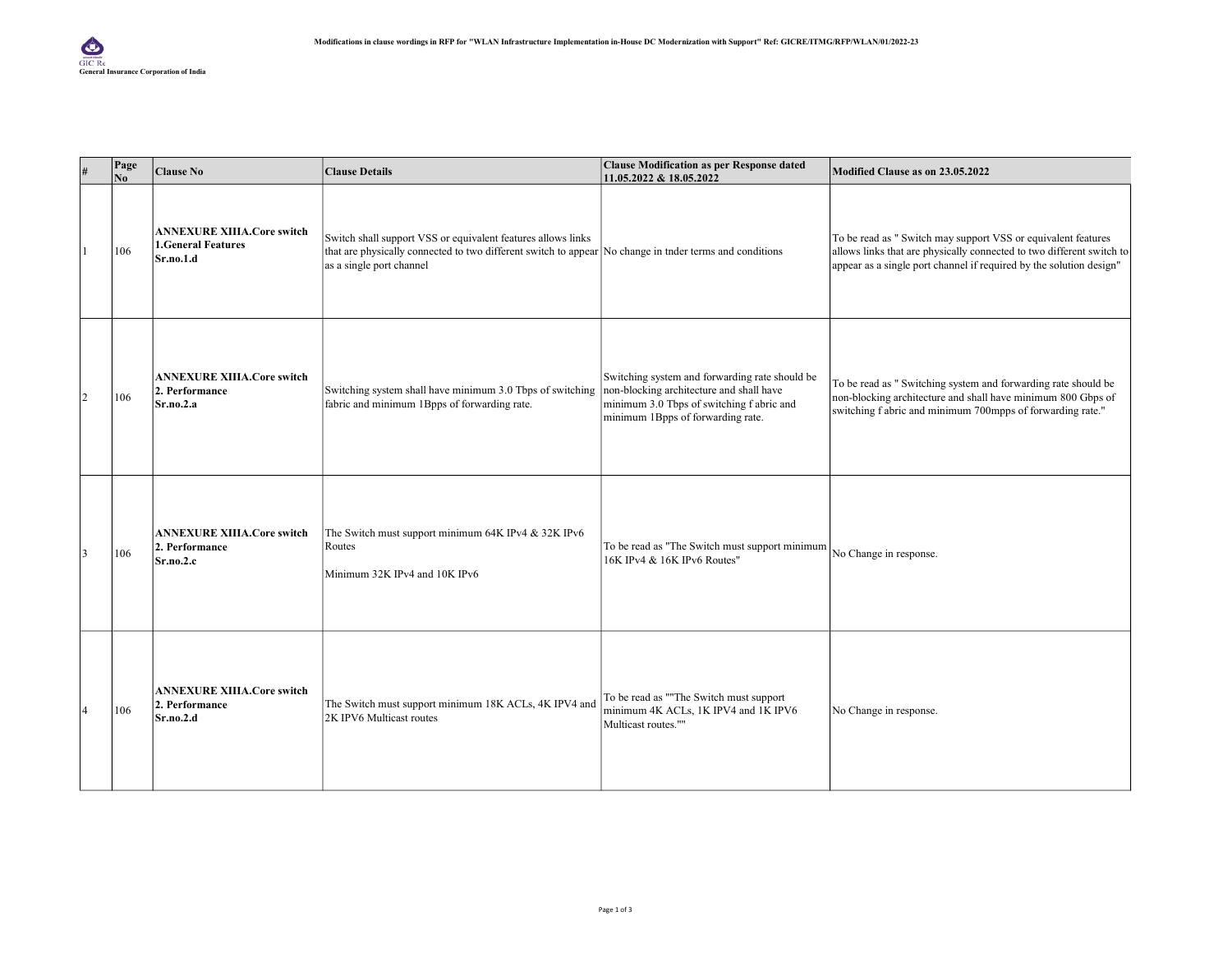GIC Re
**General Insurance Corporation of India**

**Modifications in clause wordings in RFP for "WLAN Infrastructure Implementation in-House DC Modernization with Support" Ref: GICRE/ITMG/RFP/WLAN/01/2022-23**

| # | Page No | Clause No | Clause Details | Clause Modification as per Response dated 11.05.2022 & 18.05.2022 | Modified Clause as on 23.05.2022 |
|---|---|---|---|---|---|
| 1 | 106 | **ANNEXURE XIIIA.Core switch 1.General Features Sr.no.1.d** | Switch shall support VSS or equivalent features allows links that are physically connected to two different switch to appear as a single port channel | No change in tnder terms and conditions | To be read as " Switch may support VSS or equivalent features allows links that are physically connected to two different switch to appear as a single port channel if required by the solution design" |
| 2 | 106 | **ANNEXURE XIIIA.Core switch 2. Performance Sr.no.2.a** | Switching system shall have minimum 3.0 Tbps of switching fabric and minimum 1Bpps of forwarding rate. | Switching system and forwarding rate should be non-blocking architecture and shall have minimum 3.0 Tbps of switching f abric and minimum 1Bpps of forwarding rate. | To be read as " Switching system and forwarding rate should be non-blocking architecture and shall have minimum 800 Gbps of switching f abric and minimum 700mpps of forwarding rate." |
| 3 | 106 | **ANNEXURE XIIIA.Core switch 2. Performance Sr.no.2.c** | The Switch must support minimum 64K IPv4 & 32K IPv6 Routes<br><br>Minimum 32K IPv4 and 10K IPv6 | To be read as "The Switch must support minimum 16K IPv4 & 16K IPv6 Routes" | No Change in response. |
| 4 | 106 | **ANNEXURE XIIIA.Core switch 2. Performance Sr.no.2.d** | The Switch must support minimum 18K ACLs, 4K IPV4 and 2K IPV6 Multicast routes | To be read as ""The Switch must support minimum 4K ACLs, 1K IPV4 and 1K IPV6 Multicast routes."" | No Change in response. |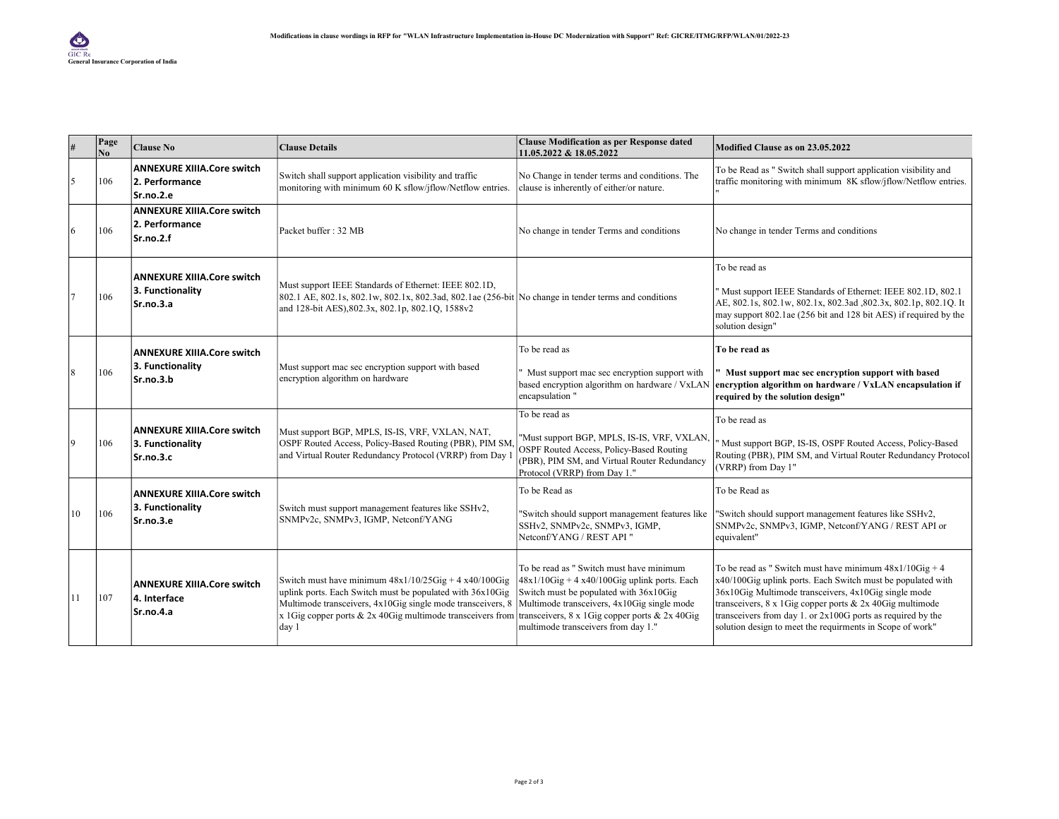| # | Page No | Clause No | Clause Details | Clause Modification as per Response dated 11.05.2022 & 18.05.2022 | Modified Clause as on 23.05.2022 |
|---|---|---|---|---|---|
| 5 | 106 | **ANNEXURE XIIIA.Core switch 2. Performance Sr.no.2.e** | Switch shall support application visibility and traffic monitoring with minimum 60 K sflow/jflow/Netflow entries. | No Change in tender terms and conditions. The clause is inherently of either/or nature. | To be Read as " Switch shall support application visibility and traffic monitoring with minimum 8K sflow/jflow/Netflow entries. " |
| 6 | 106 | **ANNEXURE XIIIA.Core switch 2. Performance Sr.no.2.f** | Packet buffer : 32 MB | No change in tender Terms and conditions | No change in tender Terms and conditions |
| 7 | 106 | **ANNEXURE XIIIA.Core switch 3. Functionality Sr.no.3.a** | Must support IEEE Standards of Ethernet: IEEE 802.1D, 802.1 AE, 802.1s, 802.1w, 802.1x, 802.3ad, 802.1ae (256-bit and 128-bit AES),802.3x, 802.1p, 802.1Q, 1588v2 | No change in tender terms and conditions | To be read as<br><br>" Must support IEEE Standards of Ethernet: IEEE 802.1D, 802.1 AE, 802.1s, 802.1w, 802.1x, 802.3ad ,802.3x, 802.1p, 802.1Q. It may support 802.1ae (256 bit and 128 bit AES) if required by the solution design" |
| 8 | 106 | **ANNEXURE XIIIA.Core switch 3. Functionality Sr.no.3.b** | Must support mac sec encryption support with based encryption algorithm on hardware | To be read as<br><br>" Must support mac sec encryption support with based encryption algorithm on hardware / VxLAN encapsulation " | **To be read as**<br><br>**" Must support mac sec encryption support with based encryption algorithm on hardware / VxLAN encapsulation if required by the solution design"** |
| 9 | 106 | **ANNEXURE XIIIA.Core switch 3. Functionality Sr.no.3.c** | Must support BGP, MPLS, IS-IS, VRF, VXLAN, NAT, OSPF Routed Access, Policy-Based Routing (PBR), PIM SM, and Virtual Router Redundancy Protocol (VRRP) from Day 1 | To be read as<br><br>"Must support BGP, MPLS, IS-IS, VRF, VXLAN, OSPF Routed Access, Policy-Based Routing (PBR), PIM SM, and Virtual Router Redundancy Protocol (VRRP) from Day 1." | To be read as<br><br>" Must support BGP, IS-IS, OSPF Routed Access, Policy-Based Routing (PBR), PIM SM, and Virtual Router Redundancy Protocol (VRRP) from Day 1" |
| 10 | 106 | **ANNEXURE XIIIA.Core switch 3. Functionality Sr.no.3.e** | Switch must support management features like SSHv2, SNMPv2c, SNMPv3, IGMP, Netconf/YANG | To be Read as<br><br>"Switch should support management features like SSHv2, SNMPv2c, SNMPv3, IGMP, Netconf/YANG / REST API " | To be Read as<br><br>"Switch should support management features like SSHv2, SNMPv2c, SNMPv3, IGMP, Netconf/YANG / REST API or equivalent" |
| 11 | 107 | **ANNEXURE XIIIA.Core switch 4. Interface Sr.no.4.a** | Switch must have minimum 48x1/10/25Gig + 4 x40/100Gig uplink ports. Each Switch must be populated with 36x10Gig Multimode transceivers, 4x10Gig single mode transceivers, 8 x 1Gig copper ports & 2x 40Gig multimode transceivers from day 1 | To be read as " Switch must have minimum 48x1/10Gig + 4 x40/100Gig uplink ports. Each Switch must be populated with 36x10Gig Multimode transceivers, 4x10Gig single mode transceivers, 8 x 1Gig copper ports & 2x 40Gig multimode transceivers from day 1." | To be read as " Switch must have minimum 48x1/10Gig + 4 x40/100Gig uplink ports. Each Switch must be populated with 36x10Gig Multimode transceivers, 4x10Gig single mode transceivers, 8 x 1Gig copper ports & 2x 40Gig multimode transceivers from day 1. or 2x100G ports as required by the solution design to meet the requirments in Scope of work" |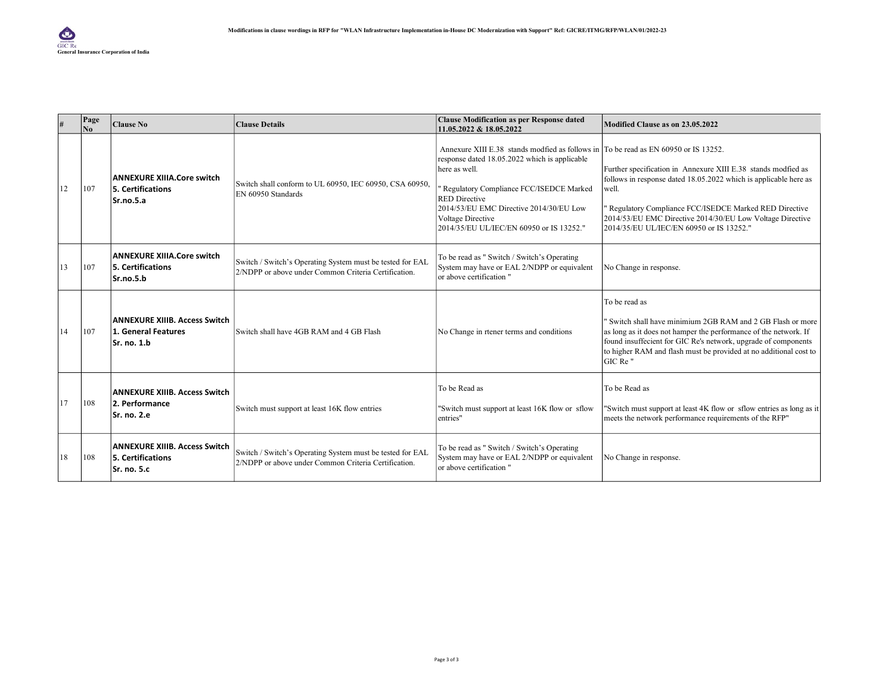GIC Re
General Insurance Corporation of India

**Modifications in clause wordings in RFP for "WLAN Infrastructure Implementation in-House DC Modernization with Support" Ref: GICRE/ITMG/RFP/WLAN/01/2022-23**

| # | Page No | Clause No | Clause Details | Clause Modification as per Response dated 11.05.2022 & 18.05.2022 | Modified Clause as on 23.05.2022 |
|---|---|---|---|---|---|
| 12 | 107 | **ANNEXURE XIIIA.Core switch 5. Certifications Sr.no.5.a** | Switch shall conform to UL 60950, IEC 60950, CSA 60950, EN 60950 Standards | Annexure XIII E.38 stands modfied as follows in response dated 18.05.2022 which is applicable here as well. " Regulatory Compliance FCC/ISEDCE Marked RED Directive 2014/53/EU EMC Directive 2014/30/EU Low Voltage Directive 2014/35/EU UL/IEC/EN 60950 or IS 13252." | To be read as EN 60950 or IS 13252. Further specification in Annexure XIII E.38 stands modfied as follows in response dated 18.05.2022 which is applicable here as well. " Regulatory Compliance FCC/ISEDCE Marked RED Directive 2014/53/EU EMC Directive 2014/30/EU Low Voltage Directive 2014/35/EU UL/IEC/EN 60950 or IS 13252." |
| 13 | 107 | **ANNEXURE XIIIA.Core switch 5. Certifications Sr.no.5.b** | Switch / Switch's Operating System must be tested for EAL 2/NDPP or above under Common Criteria Certification. | To be read as " Switch / Switch's Operating System may have or EAL 2/NDPP or equivalent or above certification " | No Change in response. |
| 14 | 107 | **ANNEXURE XIIIB. Access Switch 1. General Features Sr. no. 1.b** | Switch shall have 4GB RAM and 4 GB Flash | No Change in rtener terms and conditions | To be read as " Switch shall have minimium 2GB RAM and 2 GB Flash or more as long as it does not hamper the performance of the network. If found insuffecient for GIC Re's network, upgrade of components to higher RAM and flash must be provided at no additional cost to GIC Re " |
| 17 | 108 | **ANNEXURE XIIIB. Access Switch 2. Performance Sr. no. 2.e** | Switch must support at least 16K flow entries | To be Read as "Switch must support at least 16K flow or sflow entries" | To be Read as "Switch must support at least 4K flow or sflow entries as long as it meets the network performance requirements of the RFP" |
| 18 | 108 | **ANNEXURE XIIIB. Access Switch 5. Certifications Sr. no. 5.c** | Switch / Switch's Operating System must be tested for EAL 2/NDPP or above under Common Criteria Certification. | To be read as " Switch / Switch's Operating System may have or EAL 2/NDPP or equivalent or above certification " | No Change in response. |